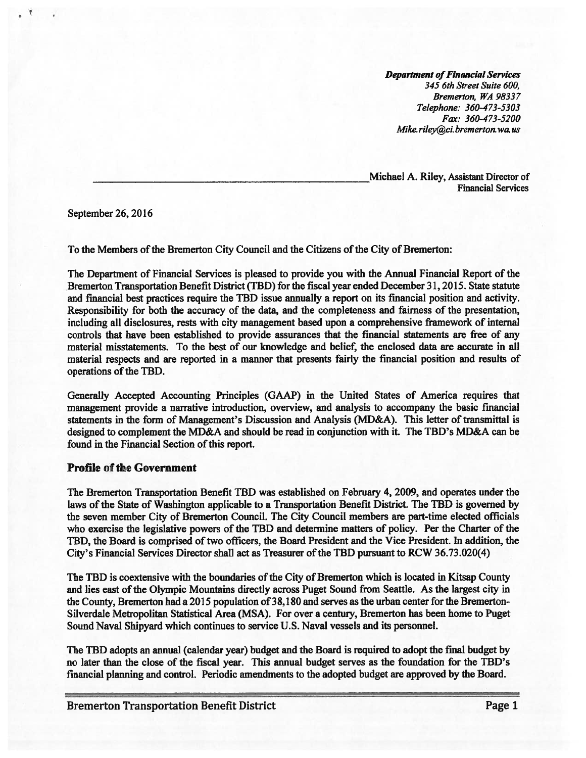*Department of Financial Services*
*345 6th Street Suite 600,*
*Bremerton, WA 98337*
*Telephone: 360-473-5303*
*Fax: 360-473-5200*
*Mike.riley@ci.bremerton.wa.us*

Michael A. Riley, Assistant Director of Financial Services

September 26, 2016

To the Members of the Bremerton City Council and the Citizens of the City of Bremerton:

The Department of Financial Services is pleased to provide you with the Annual Financial Report of the Bremerton Transportation Benefit District (TBD) for the fiscal year ended December 31, 2015. State statute and financial best practices require the TBD issue annually a report on its financial position and activity. Responsibility for both the accuracy of the data, and the completeness and fairness of the presentation, including all disclosures, rests with city management based upon a comprehensive framework of internal controls that have been established to provide assurances that the financial statements are free of any material misstatements. To the best of our knowledge and belief, the enclosed data are accurate in all material respects and are reported in a manner that presents fairly the financial position and results of operations of the TBD.

Generally Accepted Accounting Principles (GAAP) in the United States of America requires that management provide a narrative introduction, overview, and analysis to accompany the basic financial statements in the form of Management's Discussion and Analysis (MD&A). This letter of transmittal is designed to complement the MD&A and should be read in conjunction with it. The TBD's MD&A can be found in the Financial Section of this report.

## Profile of the Government

The Bremerton Transportation Benefit TBD was established on February 4, 2009, and operates under the laws of the State of Washington applicable to a Transportation Benefit District. The TBD is governed by the seven member City of Bremerton Council. The City Council members are part-time elected officials who exercise the legislative powers of the TBD and determine matters of policy. Per the Charter of the TBD, the Board is comprised of two officers, the Board President and the Vice President. In addition, the City's Financial Services Director shall act as Treasurer of the TBD pursuant to RCW 36.73.020(4)

The TBD is coextensive with the boundaries of the City of Bremerton which is located in Kitsap County and lies east of the Olympic Mountains directly across Puget Sound from Seattle. As the largest city in the County, Bremerton had a 2015 population of 38,180 and serves as the urban center for the Bremerton-Silverdale Metropolitan Statistical Area (MSA). For over a century, Bremerton has been home to Puget Sound Naval Shipyard which continues to service U.S. Naval vessels and its personnel.

The TBD adopts an annual (calendar year) budget and the Board is required to adopt the final budget by no later than the close of the fiscal year. This annual budget serves as the foundation for the TBD's financial planning and control. Periodic amendments to the adopted budget are approved by the Board.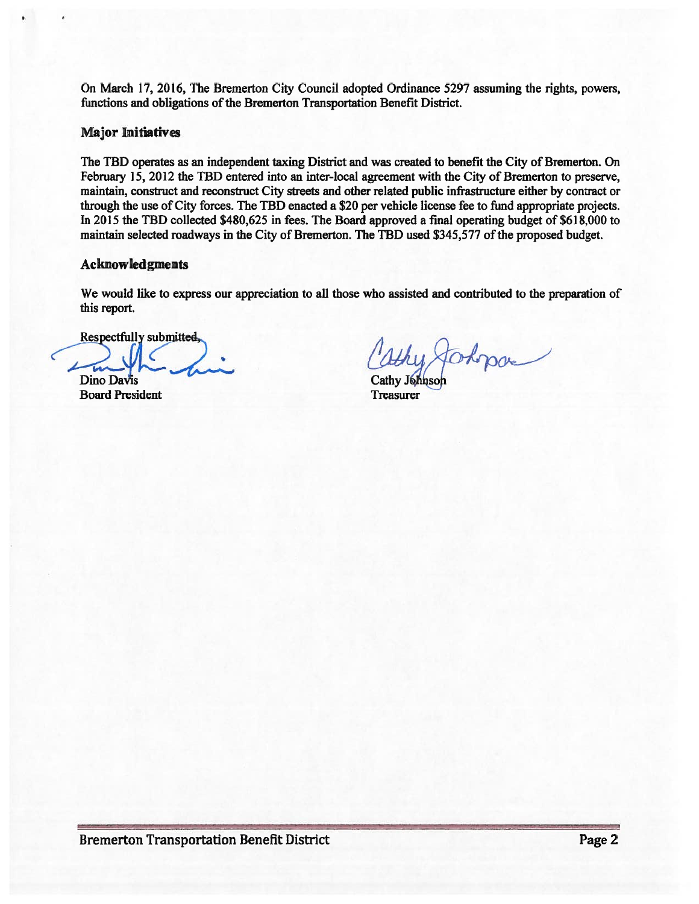On March 17, 2016, The Bremerton City Council adopted Ordinance 5297 assuming the rights, powers, functions and obligations of the Bremerton Transportation Benefit District.

### Major Initiatives

The TBD operates as an independent taxing District and was created to benefit the City of Bremerton. On February 15, 2012 the TBD entered into an inter-local agreement with the City of Bremerton to preserve, maintain, construct and reconstruct City streets and other related public infrastructure either by contract or through the use of City forces. The TBD enacted a $20 per vehicle license fee to fund appropriate projects. In 2015 the TBD collected $480,625 in fees. The Board approved a final operating budget of $618,000 to maintain selected roadways in the City of Bremerton. The TBD used $345,577 of the proposed budget.

### Acknowledgments

We would like to express our appreciation to all those who assisted and contributed to the preparation of this report.

Respectfully submitted,

Dino Davis
Board President

Cathy Johnson
Treasurer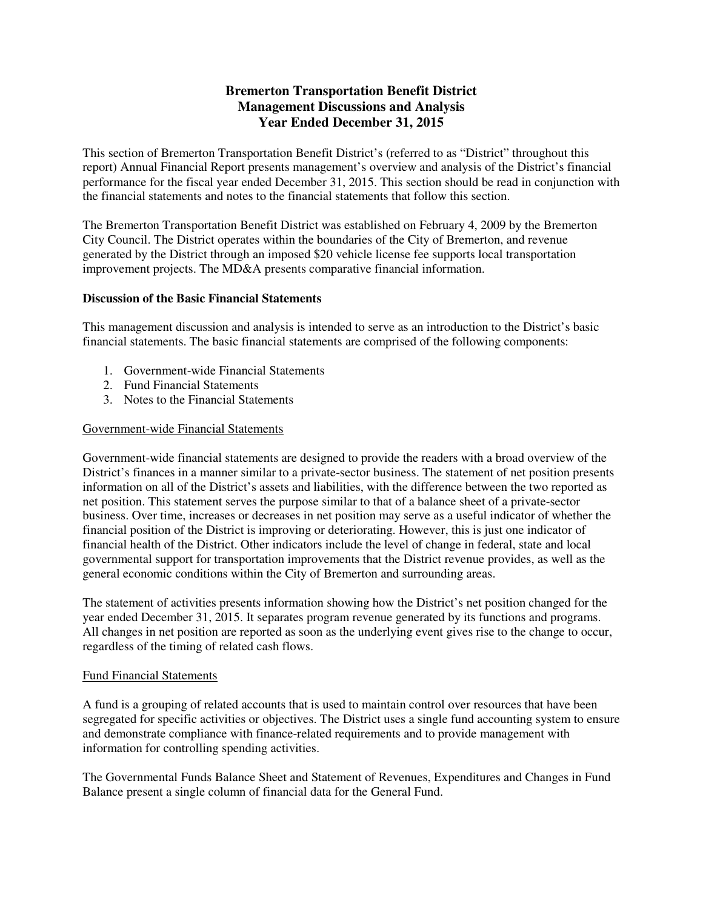# Bremerton Transportation Benefit District
# Management Discussions and Analysis
# Year Ended December 31, 2015

This section of Bremerton Transportation Benefit District's (referred to as "District" throughout this report) Annual Financial Report presents management's overview and analysis of the District's financial performance for the fiscal year ended December 31, 2015. This section should be read in conjunction with the financial statements and notes to the financial statements that follow this section.

The Bremerton Transportation Benefit District was established on February 4, 2009 by the Bremerton City Council. The District operates within the boundaries of the City of Bremerton, and revenue generated by the District through an imposed $20 vehicle license fee supports local transportation improvement projects. The MD&A presents comparative financial information.

**Discussion of the Basic Financial Statements**

This management discussion and analysis is intended to serve as an introduction to the District's basic financial statements. The basic financial statements are comprised of the following components:

1. Government-wide Financial Statements
2. Fund Financial Statements
3. Notes to the Financial Statements

<u>Government-wide Financial Statements</u>

Government-wide financial statements are designed to provide the readers with a broad overview of the District's finances in a manner similar to a private-sector business. The statement of net position presents information on all of the District's assets and liabilities, with the difference between the two reported as net position. This statement serves the purpose similar to that of a balance sheet of a private-sector business. Over time, increases or decreases in net position may serve as a useful indicator of whether the financial position of the District is improving or deteriorating. However, this is just one indicator of financial health of the District. Other indicators include the level of change in federal, state and local governmental support for transportation improvements that the District revenue provides, as well as the general economic conditions within the City of Bremerton and surrounding areas.

The statement of activities presents information showing how the District's net position changed for the year ended December 31, 2015. It separates program revenue generated by its functions and programs. All changes in net position are reported as soon as the underlying event gives rise to the change to occur, regardless of the timing of related cash flows.

<u>Fund Financial Statements</u>

A fund is a grouping of related accounts that is used to maintain control over resources that have been segregated for specific activities or objectives. The District uses a single fund accounting system to ensure and demonstrate compliance with finance-related requirements and to provide management with information for controlling spending activities.

The Governmental Funds Balance Sheet and Statement of Revenues, Expenditures and Changes in Fund Balance present a single column of financial data for the General Fund.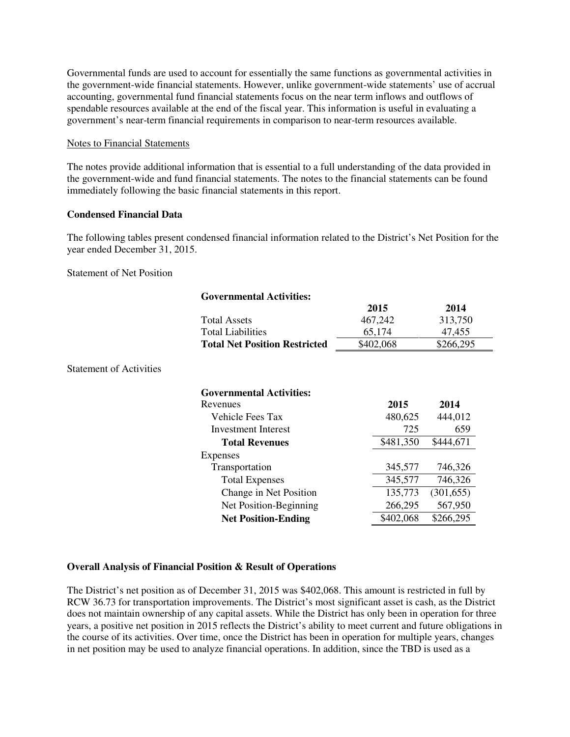Governmental funds are used to account for essentially the same functions as governmental activities in the government-wide financial statements. However, unlike government-wide statements' use of accrual accounting, governmental fund financial statements focus on the near term inflows and outflows of spendable resources available at the end of the fiscal year. This information is useful in evaluating a government's near-term financial requirements in comparison to near-term resources available.

Notes to Financial Statements

The notes provide additional information that is essential to a full understanding of the data provided in the government-wide and fund financial statements. The notes to the financial statements can be found immediately following the basic financial statements in this report.

**Condensed Financial Data**

The following tables present condensed financial information related to the District's Net Position for the year ended December 31, 2015.

Statement of Net Position

| **Governmental Activities:** | **2015** | **2014** |
|---|---|---|
| Total Assets | 467,242 | 313,750 |
| Total Liabilities | 65,174 | 47,455 |
| **Total Net Position Restricted** | $402,068 | $266,295 |

Statement of Activities

| **Governmental Activities:** | **2015** | **2014** |
|---|---|---|
| Revenues | | |
| Vehicle Fees Tax | 480,625 | 444,012 |
| Investment Interest | 725 | 659 |
| **Total Revenues** | $481,350 | $444,671 |
| Expenses | | |
| Transportation | 345,577 | 746,326 |
| Total Expenses | 345,577 | 746,326 |
| Change in Net Position | 135,773 | (301,655) |
| Net Position-Beginning | 266,295 | 567,950 |
| **Net Position-Ending** | $402,068 | $266,295 |

**Overall Analysis of Financial Position & Result of Operations**

The District's net position as of December 31, 2015 was $402,068. This amount is restricted in full by RCW 36.73 for transportation improvements. The District's most significant asset is cash, as the District does not maintain ownership of any capital assets. While the District has only been in operation for three years, a positive net position in 2015 reflects the District's ability to meet current and future obligations in the course of its activities. Over time, once the District has been in operation for multiple years, changes in net position may be used to analyze financial operations. In addition, since the TBD is used as a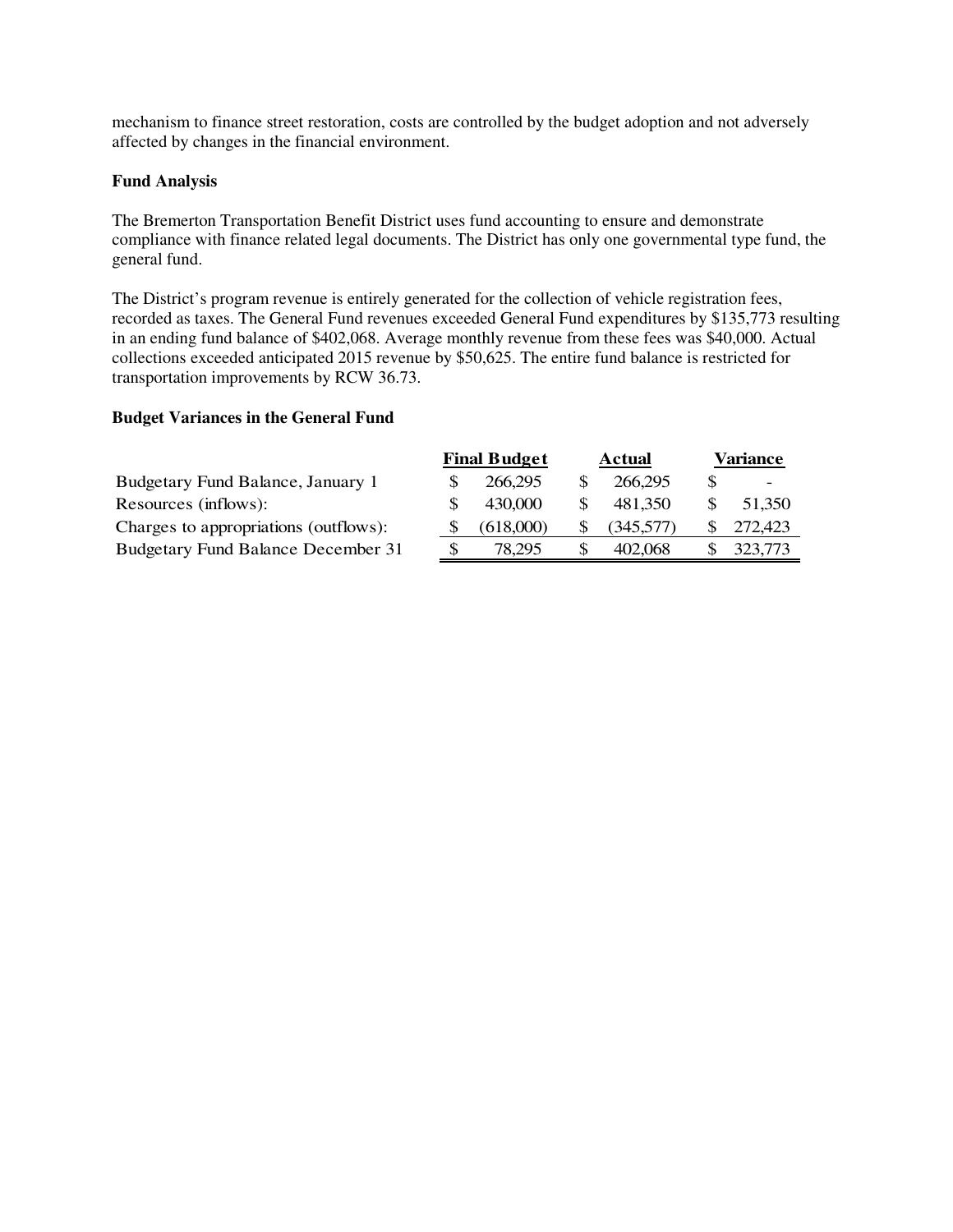mechanism to finance street restoration, costs are controlled by the budget adoption and not adversely affected by changes in the financial environment.

**Fund Analysis**

The Bremerton Transportation Benefit District uses fund accounting to ensure and demonstrate compliance with finance related legal documents. The District has only one governmental type fund, the general fund.

The District's program revenue is entirely generated for the collection of vehicle registration fees, recorded as taxes. The General Fund revenues exceeded General Fund expenditures by $135,773 resulting in an ending fund balance of $402,068. Average monthly revenue from these fees was $40,000. Actual collections exceeded anticipated 2015 revenue by $50,625. The entire fund balance is restricted for transportation improvements by RCW 36.73.

**Budget Variances in the General Fund**

| | Final Budget | Actual | Variance |
|---|---|---|---|
| Budgetary Fund Balance, January 1 | $ 266,295 | $ 266,295 | $ - |
| Resources (inflows): | $ 430,000 | $ 481,350 | $ 51,350 |
| Charges to appropriations (outflows): | $ (618,000) | $ (345,577) | $ 272,423 |
| Budgetary Fund Balance December 31 | $ 78,295 | $ 402,068 | $ 323,773 |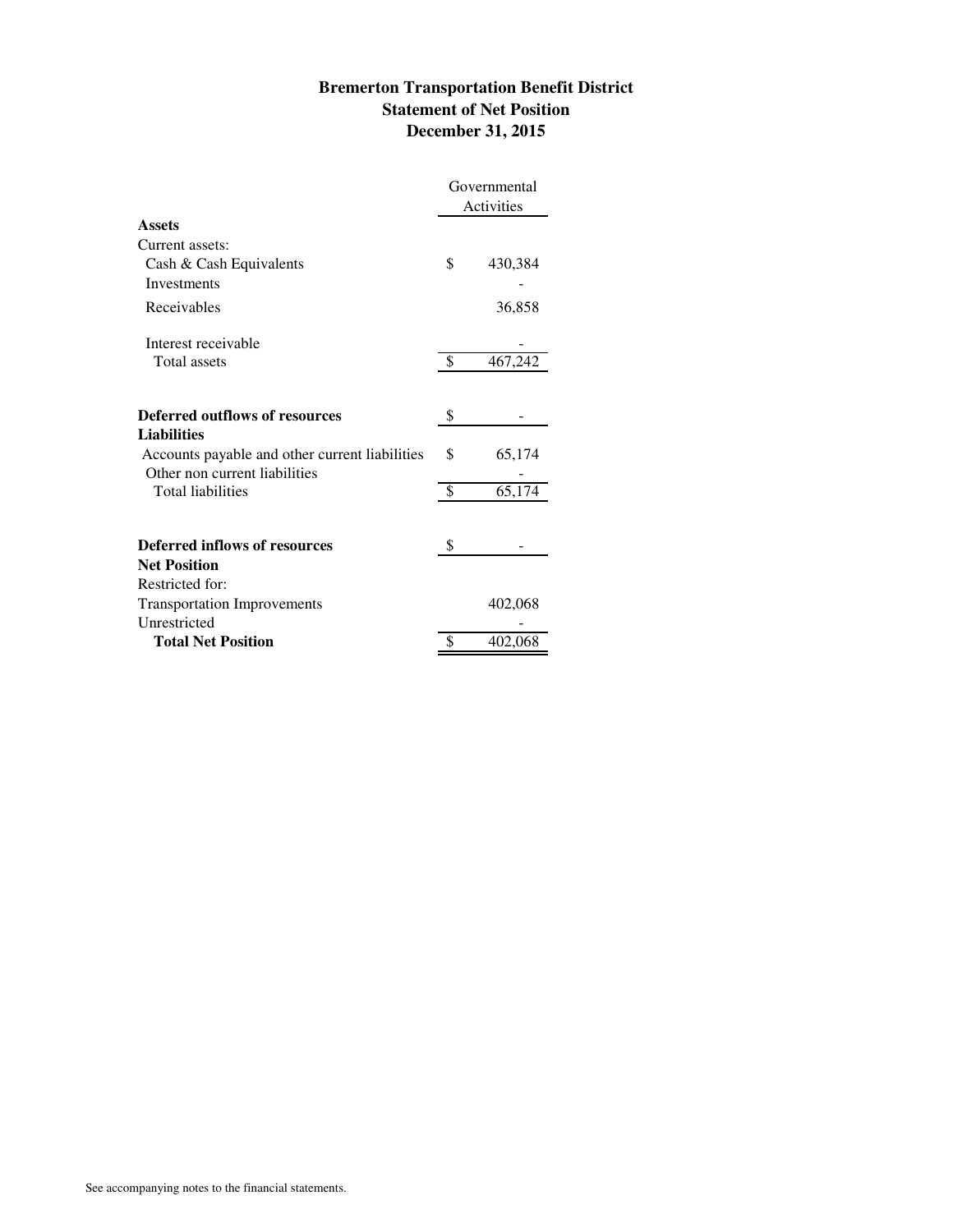# Bremerton Transportation Benefit District
## Statement of Net Position
## December 31, 2015

| | | Governmental Activities |
|---|---|---|
| **Assets** | | |
| Current assets: | | |
| Cash & Cash Equivalents | $ | 430,384 |
| Investments | | - |
| Receivables | | 36,858 |
| Interest receivable | | - |
| Total assets | $ | 467,242 |
| **Deferred outflows of resources** | $ | - |
| **Liabilities** | | |
| Accounts payable and other current liabilities | $ | 65,174 |
| Other non current liabilities | | - |
| Total liabilities | $ | 65,174 |
| **Deferred inflows of resources** | $ | - |
| **Net Position** | | |
| Restricted for: | | |
| Transportation Improvements | | 402,068 |
| Unrestricted | | - |
| **Total Net Position** | $ | 402,068 |

See accompanying notes to the financial statements.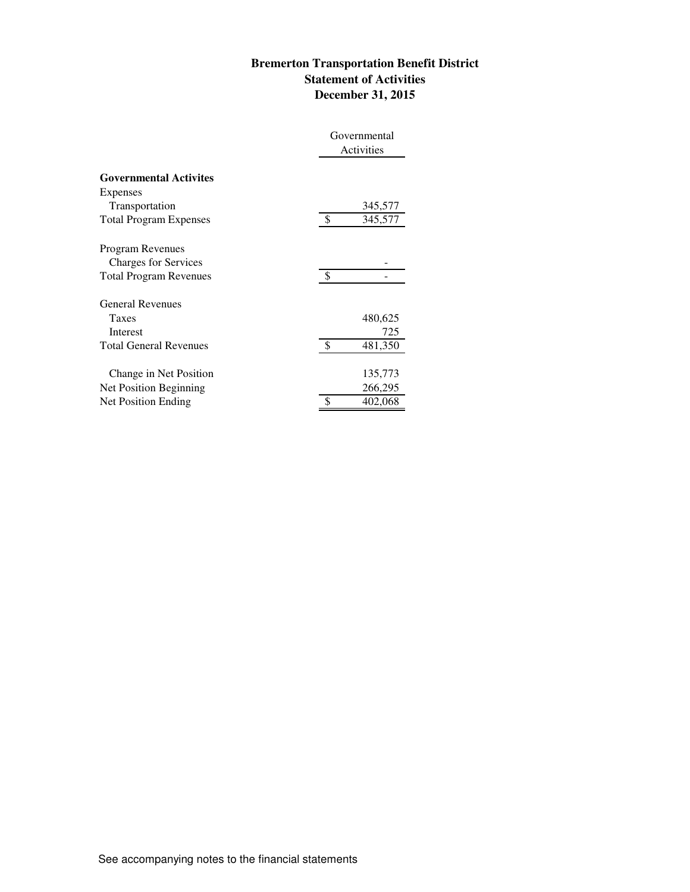# Bremerton Transportation Benefit District
## Statement of Activities
## December 31, 2015

| | Governmental Activities |
|---|---|
| **Governmental Activites** | |
| Expenses | |
| Transportation | 345,577 |
| Total Program Expenses | $ 345,577 |
| | |
| Program Revenues | |
| Charges for Services | - |
| Total Program Revenues | $ - |
| | |
| General Revenues | |
| Taxes | 480,625 |
| Interest | 725 |
| Total General Revenues | $ 481,350 |
| | |
| Change in Net Position | 135,773 |
| Net Position Beginning | 266,295 |
| Net Position Ending | $ 402,068 |

See accompanying notes to the financial statements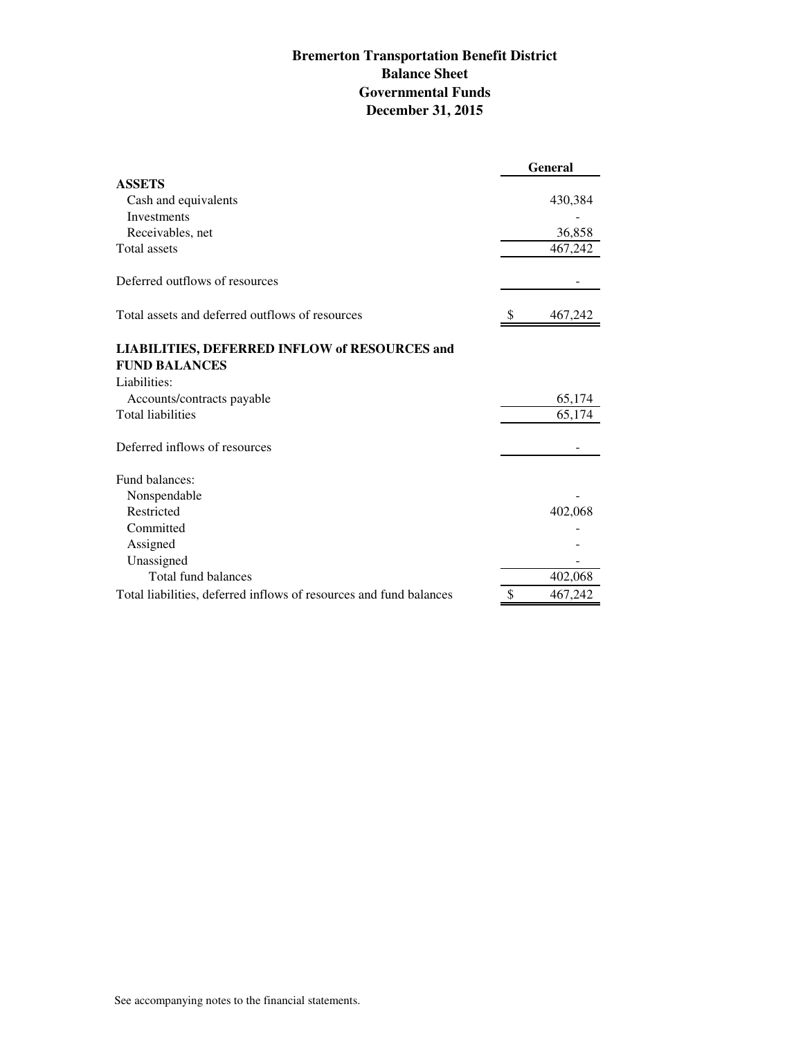# Bremerton Transportation Benefit District
## Balance Sheet
## Governmental Funds
## December 31, 2015

| | General |
|---|---|
| **ASSETS** | |
| Cash and equivalents | 430,384 |
| Investments | - |
| Receivables, net | 36,858 |
| Total assets | 467,242 |
| Deferred outflows of resources | - |
| Total assets and deferred outflows of resources | $ 467,242 |
| **LIABILITIES, DEFERRED INFLOW of RESOURCES and FUND BALANCES** | |
| Liabilities: | |
| Accounts/contracts payable | 65,174 |
| Total liabilities | 65,174 |
| Deferred inflows of resources | - |
| Fund balances: | |
| Nonspendable | - |
| Restricted | 402,068 |
| Committed | - |
| Assigned | - |
| Unassigned | - |
| Total fund balances | 402,068 |
| Total liabilities, deferred inflows of resources and fund balances | $ 467,242 |

See accompanying notes to the financial statements.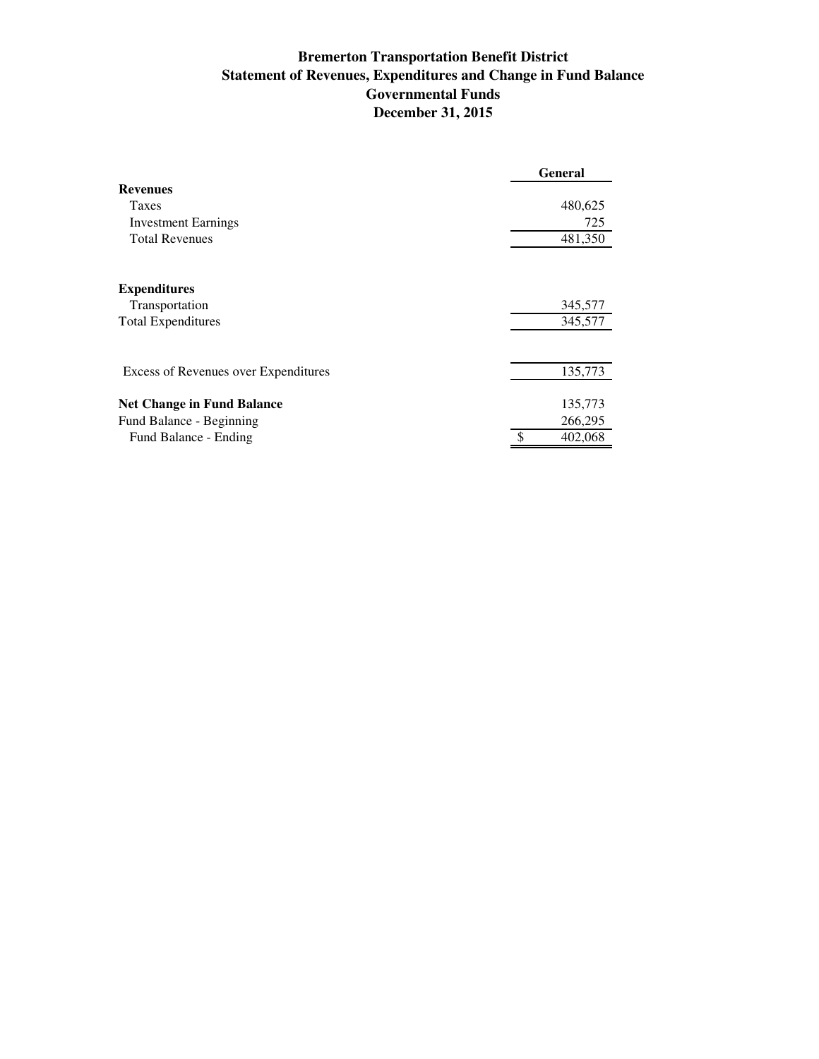**Bremerton Transportation Benefit District**
**Statement of Revenues, Expenditures and Change in Fund Balance**
**Governmental Funds**
**December 31, 2015**

| | General |
|---|---|
| **Revenues** | |
| Taxes | 480,625 |
| Investment Earnings | 725 |
| Total Revenues | 481,350 |
| | |
| **Expenditures** | |
| Transportation | 345,577 |
| Total Expenditures | 345,577 |
| | |
| Excess of Revenues over Expenditures | 135,773 |
| | |
| **Net Change in Fund Balance** | 135,773 |
| Fund Balance - Beginning | 266,295 |
| Fund Balance - Ending | $ 402,068 |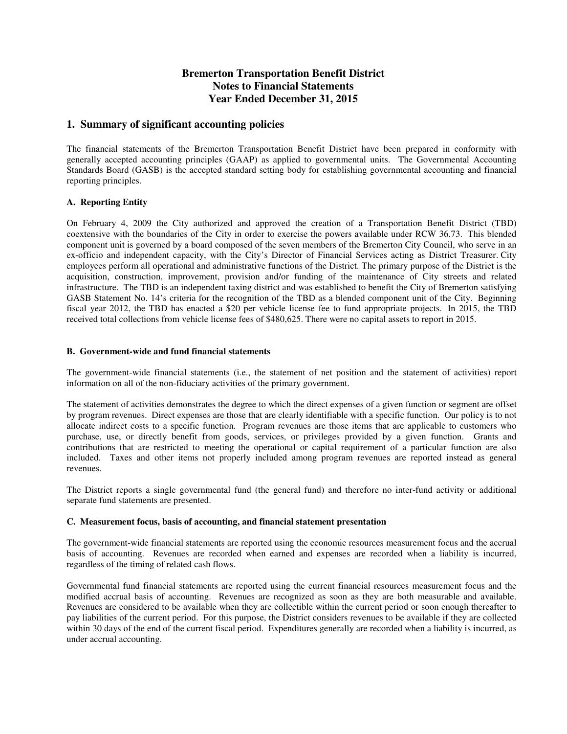# Bremerton Transportation Benefit District
# Notes to Financial Statements
# Year Ended December 31, 2015

## 1. Summary of significant accounting policies

The financial statements of the Bremerton Transportation Benefit District have been prepared in conformity with generally accepted accounting principles (GAAP) as applied to governmental units. The Governmental Accounting Standards Board (GASB) is the accepted standard setting body for establishing governmental accounting and financial reporting principles.

### A. Reporting Entity

On February 4, 2009 the City authorized and approved the creation of a Transportation Benefit District (TBD) coextensive with the boundaries of the City in order to exercise the powers available under RCW 36.73. This blended component unit is governed by a board composed of the seven members of the Bremerton City Council, who serve in an ex-officio and independent capacity, with the City's Director of Financial Services acting as District Treasurer. City employees perform all operational and administrative functions of the District. The primary purpose of the District is the acquisition, construction, improvement, provision and/or funding of the maintenance of City streets and related infrastructure. The TBD is an independent taxing district and was established to benefit the City of Bremerton satisfying GASB Statement No. 14's criteria for the recognition of the TBD as a blended component unit of the City. Beginning fiscal year 2012, the TBD has enacted a $20 per vehicle license fee to fund appropriate projects. In 2015, the TBD received total collections from vehicle license fees of $480,625. There were no capital assets to report in 2015.

### B. Government-wide and fund financial statements

The government-wide financial statements (i.e., the statement of net position and the statement of activities) report information on all of the non-fiduciary activities of the primary government.

The statement of activities demonstrates the degree to which the direct expenses of a given function or segment are offset by program revenues. Direct expenses are those that are clearly identifiable with a specific function. Our policy is to not allocate indirect costs to a specific function. Program revenues are those items that are applicable to customers who purchase, use, or directly benefit from goods, services, or privileges provided by a given function. Grants and contributions that are restricted to meeting the operational or capital requirement of a particular function are also included. Taxes and other items not properly included among program revenues are reported instead as general revenues.

The District reports a single governmental fund (the general fund) and therefore no inter-fund activity or additional separate fund statements are presented.

### C. Measurement focus, basis of accounting, and financial statement presentation

The government-wide financial statements are reported using the economic resources measurement focus and the accrual basis of accounting. Revenues are recorded when earned and expenses are recorded when a liability is incurred, regardless of the timing of related cash flows.

Governmental fund financial statements are reported using the current financial resources measurement focus and the modified accrual basis of accounting. Revenues are recognized as soon as they are both measurable and available. Revenues are considered to be available when they are collectible within the current period or soon enough thereafter to pay liabilities of the current period. For this purpose, the District considers revenues to be available if they are collected within 30 days of the end of the current fiscal period. Expenditures generally are recorded when a liability is incurred, as under accrual accounting.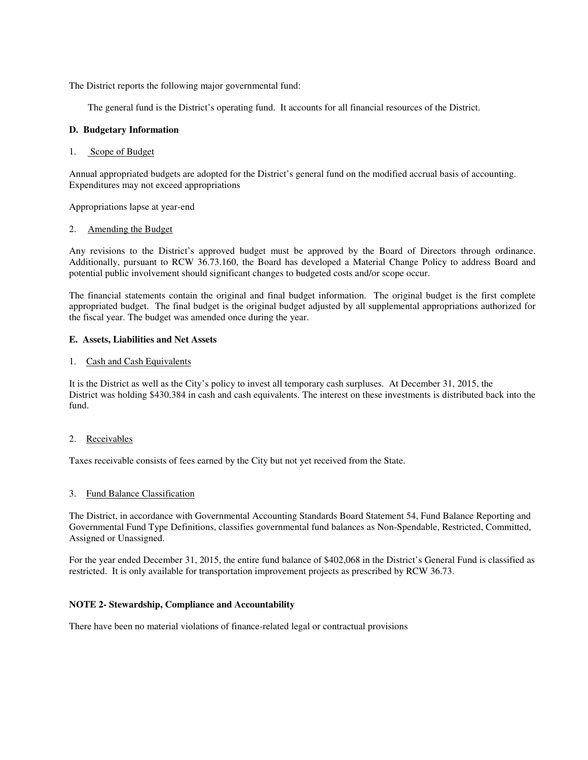The District reports the following major governmental fund:

The general fund is the District's operating fund. It accounts for all financial resources of the District.

**D. Budgetary Information**

1. Scope of Budget

Annual appropriated budgets are adopted for the District's general fund on the modified accrual basis of accounting. Expenditures may not exceed appropriations

Appropriations lapse at year-end

2. Amending the Budget

Any revisions to the District's approved budget must be approved by the Board of Directors through ordinance. Additionally, pursuant to RCW 36.73.160, the Board has developed a Material Change Policy to address Board and potential public involvement should significant changes to budgeted costs and/or scope occur.

The financial statements contain the original and final budget information. The original budget is the first complete appropriated budget. The final budget is the original budget adjusted by all supplemental appropriations authorized for the fiscal year. The budget was amended once during the year.

**E. Assets, Liabilities and Net Assets**

1. Cash and Cash Equivalents

It is the District as well as the City's policy to invest all temporary cash surpluses. At December 31, 2015, the District was holding $430,384 in cash and cash equivalents. The interest on these investments is distributed back into the fund.

2. Receivables

Taxes receivable consists of fees earned by the City but not yet received from the State.

3. Fund Balance Classification

The District, in accordance with Governmental Accounting Standards Board Statement 54, Fund Balance Reporting and Governmental Fund Type Definitions, classifies governmental fund balances as Non-Spendable, Restricted, Committed, Assigned or Unassigned.

For the year ended December 31, 2015, the entire fund balance of $402,068 in the District's General Fund is classified as restricted. It is only available for transportation improvement projects as prescribed by RCW 36.73.

**NOTE 2- Stewardship, Compliance and Accountability**

There have been no material violations of finance-related legal or contractual provisions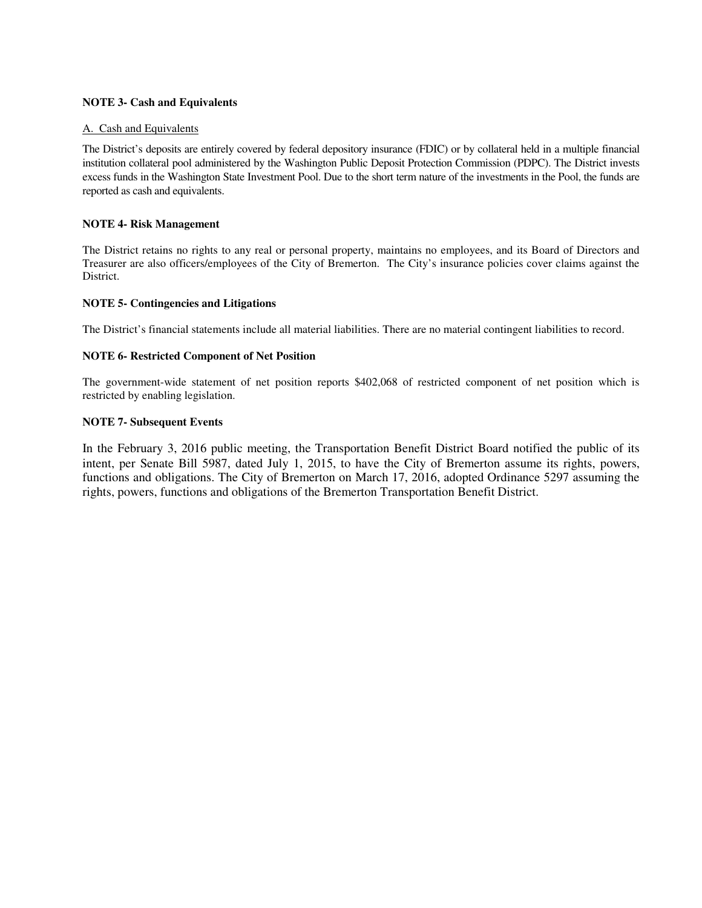**NOTE 3- Cash and Equivalents**

A. Cash and Equivalents

The District's deposits are entirely covered by federal depository insurance (FDIC) or by collateral held in a multiple financial institution collateral pool administered by the Washington Public Deposit Protection Commission (PDPC). The District invests excess funds in the Washington State Investment Pool. Due to the short term nature of the investments in the Pool, the funds are reported as cash and equivalents.

**NOTE 4- Risk Management**

The District retains no rights to any real or personal property, maintains no employees, and its Board of Directors and Treasurer are also officers/employees of the City of Bremerton. The City's insurance policies cover claims against the District.

**NOTE 5- Contingencies and Litigations**

The District's financial statements include all material liabilities. There are no material contingent liabilities to record.

**NOTE 6- Restricted Component of Net Position**

The government-wide statement of net position reports $402,068 of restricted component of net position which is restricted by enabling legislation.

**NOTE 7- Subsequent Events**

In the February 3, 2016 public meeting, the Transportation Benefit District Board notified the public of its intent, per Senate Bill 5987, dated July 1, 2015, to have the City of Bremerton assume its rights, powers, functions and obligations. The City of Bremerton on March 17, 2016, adopted Ordinance 5297 assuming the rights, powers, functions and obligations of the Bremerton Transportation Benefit District.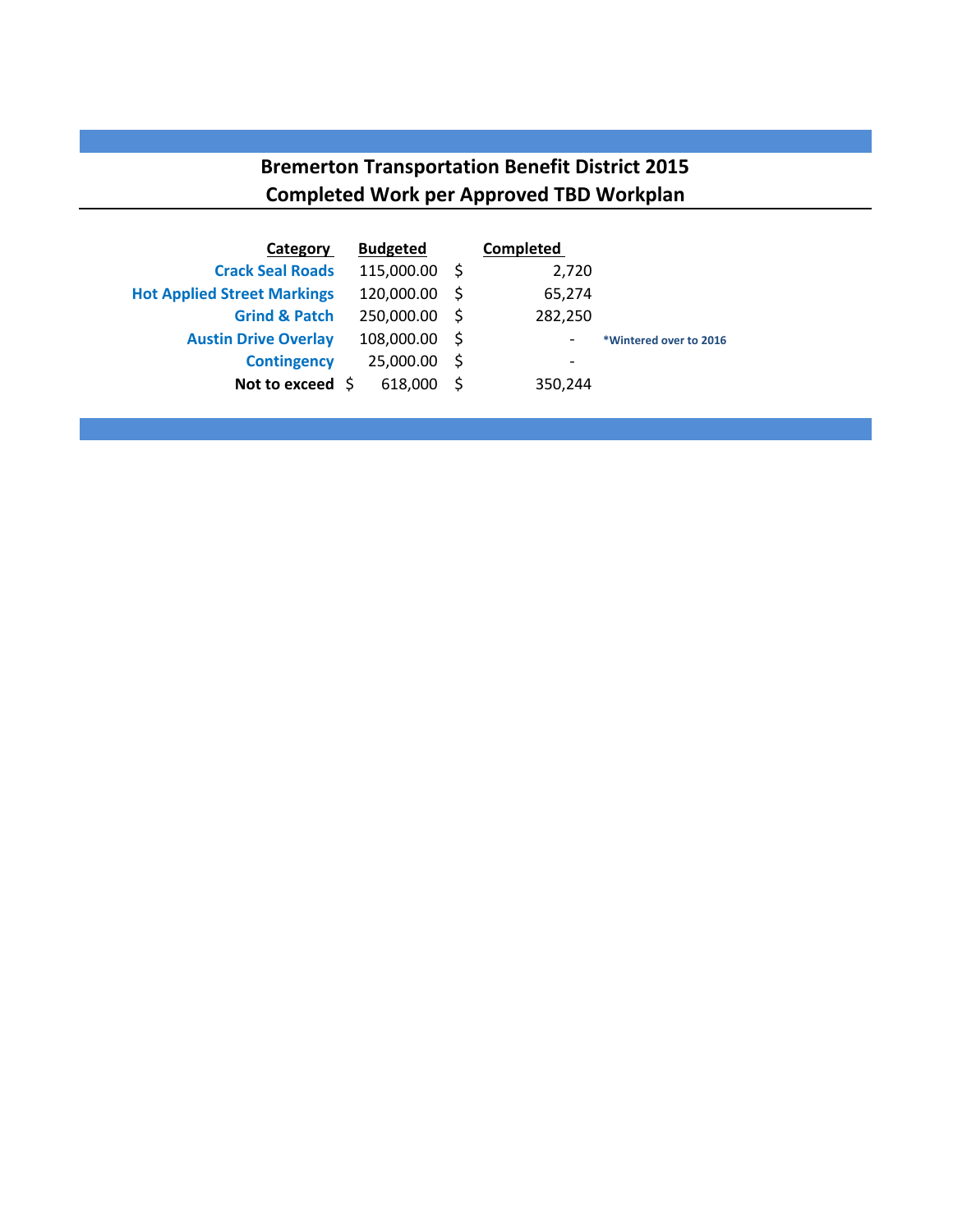# Bremerton Transportation Benefit District 2015
## Completed Work per Approved TBD Workplan

| Category | Budgeted | Completed | |
|---|---|---|---|
| Crack Seal Roads | 115,000.00 | $ 2,720 | |
| Hot Applied Street Markings | 120,000.00 | $ 65,274 | |
| Grind & Patch | 250,000.00 | $ 282,250 | |
| Austin Drive Overlay | 108,000.00 | $ - | *Wintered over to 2016 |
| Contingency | 25,000.00 | $ - | |
| **Not to exceed** | $ 618,000 | $ 350,244 | |